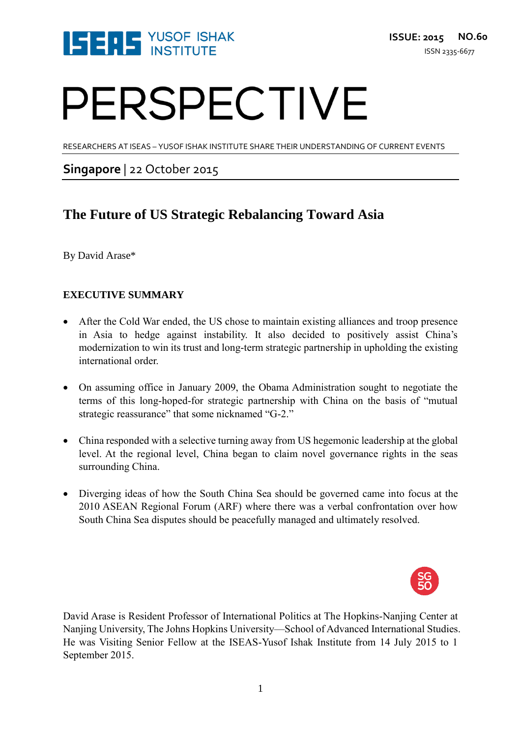ISEAS YUSOF ISHAK INSTITUTE

ISSUE: 2015 NO.60

ISSN 2335-6677

# PERSPECTIVE

RESEARCHERS AT ISEAS – YUSOF ISHAK INSTITUTE SHARE THEIR UNDERSTANDING OF CURRENT EVENTS

**Singapore** | 22 October 2015

## The Future of US Strategic Rebalancing Toward Asia

By David Arase*

### EXECUTIVE SUMMARY

- After the Cold War ended, the US chose to maintain existing alliances and troop presence in Asia to hedge against instability. It also decided to positively assist China's modernization to win its trust and long-term strategic partnership in upholding the existing international order.

- On assuming office in January 2009, the Obama Administration sought to negotiate the terms of this long-hoped-for strategic partnership with China on the basis of "mutual strategic reassurance" that some nicknamed "G-2."

- China responded with a selective turning away from US hegemonic leadership at the global level. At the regional level, China began to claim novel governance rights in the seas surrounding China.

- Diverging ideas of how the South China Sea should be governed came into focus at the 2010 ASEAN Regional Forum (ARF) where there was a verbal confrontation over how South China Sea disputes should be peacefully managed and ultimately resolved.

SG 50

David Arase is Resident Professor of International Politics at The Hopkins-Nanjing Center at Nanjing University, The Johns Hopkins University—School of Advanced International Studies. He was Visiting Senior Fellow at the ISEAS-Yusof Ishak Institute from 14 July 2015 to 1 September 2015.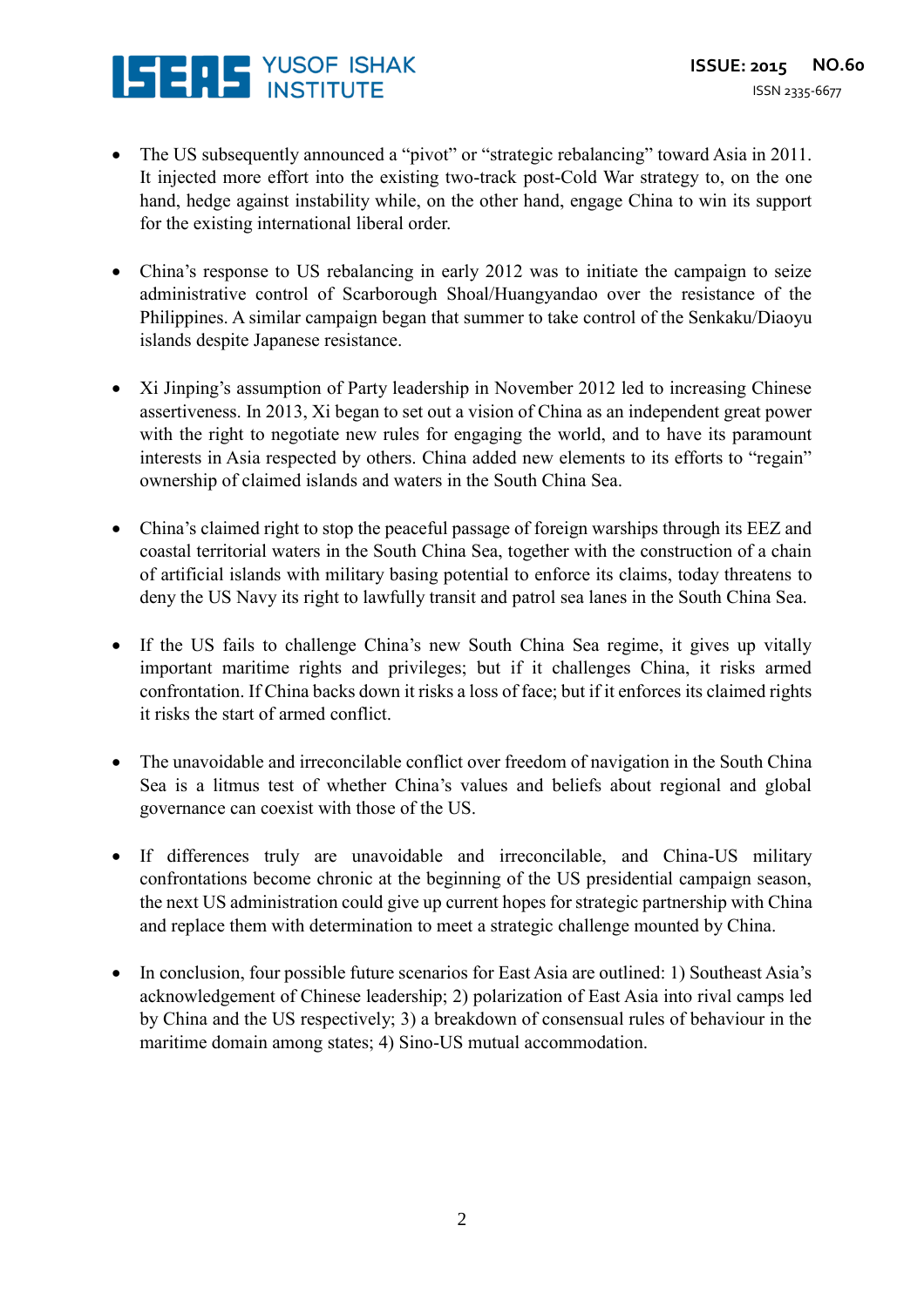- The US subsequently announced a "pivot" or "strategic rebalancing" toward Asia in 2011. It injected more effort into the existing two-track post-Cold War strategy to, on the one hand, hedge against instability while, on the other hand, engage China to win its support for the existing international liberal order.

- China's response to US rebalancing in early 2012 was to initiate the campaign to seize administrative control of Scarborough Shoal/Huangyandao over the resistance of the Philippines. A similar campaign began that summer to take control of the Senkaku/Diaoyu islands despite Japanese resistance.

- Xi Jinping's assumption of Party leadership in November 2012 led to increasing Chinese assertiveness. In 2013, Xi began to set out a vision of China as an independent great power with the right to negotiate new rules for engaging the world, and to have its paramount interests in Asia respected by others. China added new elements to its efforts to "regain" ownership of claimed islands and waters in the South China Sea.

- China's claimed right to stop the peaceful passage of foreign warships through its EEZ and coastal territorial waters in the South China Sea, together with the construction of a chain of artificial islands with military basing potential to enforce its claims, today threatens to deny the US Navy its right to lawfully transit and patrol sea lanes in the South China Sea.

- If the US fails to challenge China's new South China Sea regime, it gives up vitally important maritime rights and privileges; but if it challenges China, it risks armed confrontation. If China backs down it risks a loss of face; but if it enforces its claimed rights it risks the start of armed conflict.

- The unavoidable and irreconcilable conflict over freedom of navigation in the South China Sea is a litmus test of whether China's values and beliefs about regional and global governance can coexist with those of the US.

- If differences truly are unavoidable and irreconcilable, and China-US military confrontations become chronic at the beginning of the US presidential campaign season, the next US administration could give up current hopes for strategic partnership with China and replace them with determination to meet a strategic challenge mounted by China.

- In conclusion, four possible future scenarios for East Asia are outlined: 1) Southeast Asia's acknowledgement of Chinese leadership; 2) polarization of East Asia into rival camps led by China and the US respectively; 3) a breakdown of consensual rules of behaviour in the maritime domain among states; 4) Sino-US mutual accommodation.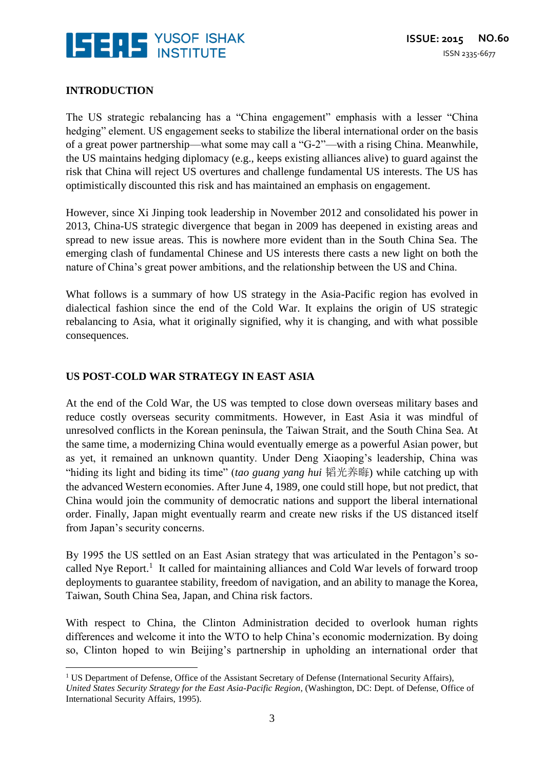## INTRODUCTION

The US strategic rebalancing has a "China engagement" emphasis with a lesser "China hedging" element. US engagement seeks to stabilize the liberal international order on the basis of a great power partnership—what some may call a "G-2"—with a rising China. Meanwhile, the US maintains hedging diplomacy (e.g., keeps existing alliances alive) to guard against the risk that China will reject US overtures and challenge fundamental US interests. The US has optimistically discounted this risk and has maintained an emphasis on engagement.

However, since Xi Jinping took leadership in November 2012 and consolidated his power in 2013, China-US strategic divergence that began in 2009 has deepened in existing areas and spread to new issue areas. This is nowhere more evident than in the South China Sea. The emerging clash of fundamental Chinese and US interests there casts a new light on both the nature of China's great power ambitions, and the relationship between the US and China.

What follows is a summary of how US strategy in the Asia-Pacific region has evolved in dialectical fashion since the end of the Cold War. It explains the origin of US strategic rebalancing to Asia, what it originally signified, why it is changing, and with what possible consequences.

## US POST-COLD WAR STRATEGY IN EAST ASIA

At the end of the Cold War, the US was tempted to close down overseas military bases and reduce costly overseas security commitments. However, in East Asia it was mindful of unresolved conflicts in the Korean peninsula, the Taiwan Strait, and the South China Sea. At the same time, a modernizing China would eventually emerge as a powerful Asian power, but as yet, it remained an unknown quantity. Under Deng Xiaoping's leadership, China was "hiding its light and biding its time" (*tao guang yang hui* 韬光养晦) while catching up with the advanced Western economies. After June 4, 1989, one could still hope, but not predict, that China would join the community of democratic nations and support the liberal international order. Finally, Japan might eventually rearm and create new risks if the US distanced itself from Japan's security concerns.

By 1995 the US settled on an East Asian strategy that was articulated in the Pentagon's so-called Nye Report.[1] It called for maintaining alliances and Cold War levels of forward troop deployments to guarantee stability, freedom of navigation, and an ability to manage the Korea, Taiwan, South China Sea, Japan, and China risk factors.

With respect to China, the Clinton Administration decided to overlook human rights differences and welcome it into the WTO to help China's economic modernization. By doing so, Clinton hoped to win Beijing's partnership in upholding an international order that

[1] US Department of Defense, Office of the Assistant Secretary of Defense (International Security Affairs), *United States Security Strategy for the East Asia-Pacific Region*, (Washington, DC: Dept. of Defense, Office of International Security Affairs, 1995).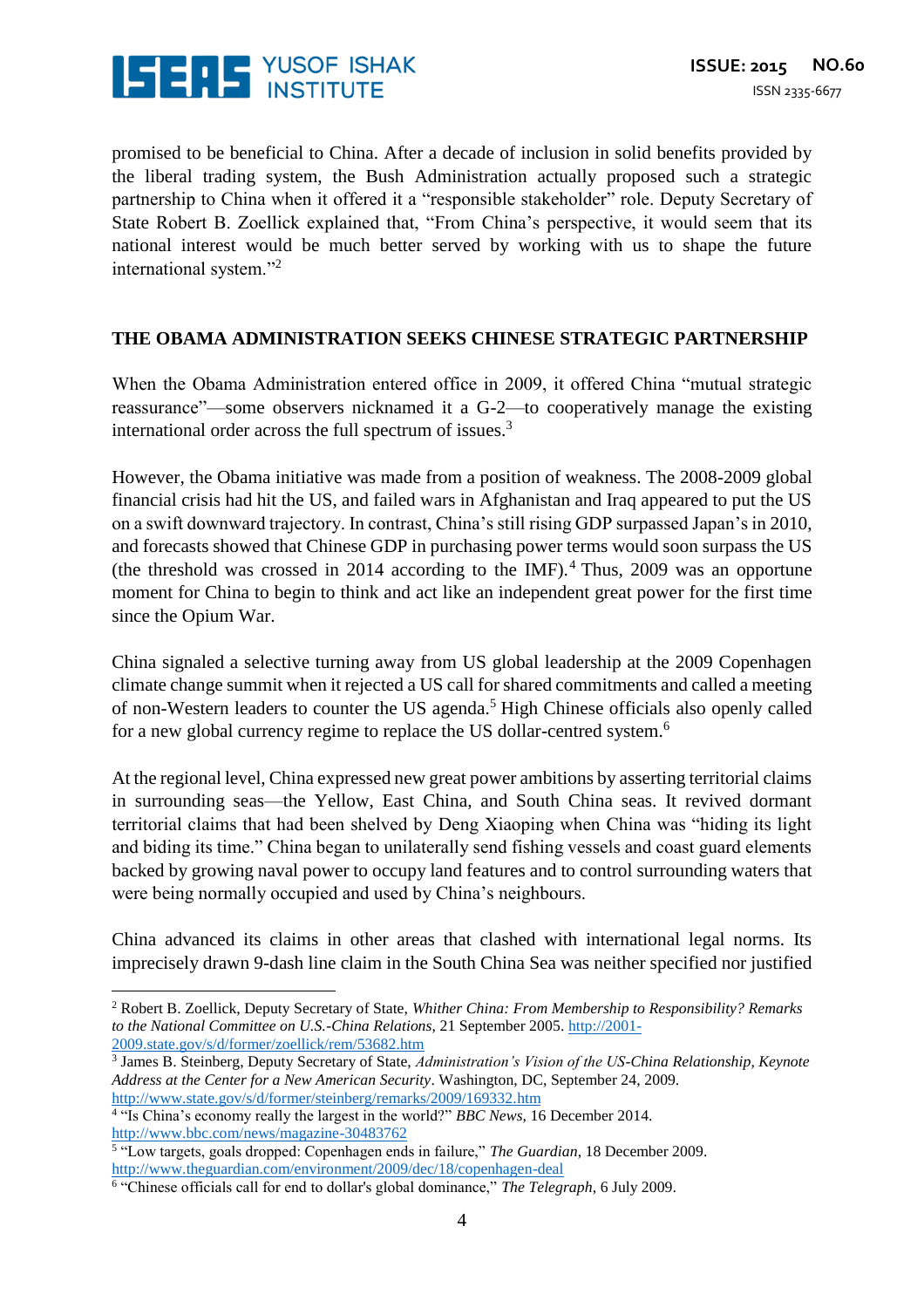promised to be beneficial to China. After a decade of inclusion in solid benefits provided by the liberal trading system, the Bush Administration actually proposed such a strategic partnership to China when it offered it a "responsible stakeholder" role. Deputy Secretary of State Robert B. Zoellick explained that, "From China's perspective, it would seem that its national interest would be much better served by working with us to shape the future international system."[2]

## THE OBAMA ADMINISTRATION SEEKS CHINESE STRATEGIC PARTNERSHIP

When the Obama Administration entered office in 2009, it offered China "mutual strategic reassurance"—some observers nicknamed it a G-2—to cooperatively manage the existing international order across the full spectrum of issues.[3]

However, the Obama initiative was made from a position of weakness. The 2008-2009 global financial crisis had hit the US, and failed wars in Afghanistan and Iraq appeared to put the US on a swift downward trajectory. In contrast, China's still rising GDP surpassed Japan's in 2010, and forecasts showed that Chinese GDP in purchasing power terms would soon surpass the US (the threshold was crossed in 2014 according to the IMF).[4] Thus, 2009 was an opportune moment for China to begin to think and act like an independent great power for the first time since the Opium War.

China signaled a selective turning away from US global leadership at the 2009 Copenhagen climate change summit when it rejected a US call for shared commitments and called a meeting of non-Western leaders to counter the US agenda.[5] High Chinese officials also openly called for a new global currency regime to replace the US dollar-centred system.[6]

At the regional level, China expressed new great power ambitions by asserting territorial claims in surrounding seas—the Yellow, East China, and South China seas. It revived dormant territorial claims that had been shelved by Deng Xiaoping when China was "hiding its light and biding its time." China began to unilaterally send fishing vessels and coast guard elements backed by growing naval power to occupy land features and to control surrounding waters that were being normally occupied and used by China's neighbours.

China advanced its claims in other areas that clashed with international legal norms. Its imprecisely drawn 9-dash line claim in the South China Sea was neither specified nor justified

---

[2] Robert B. Zoellick, Deputy Secretary of State, *Whither China: From Membership to Responsibility? Remarks to the National Committee on U.S.-China Relations*, 21 September 2005. http://2001-2009.state.gov/s/d/former/zoellick/rem/53682.htm

[3] James B. Steinberg, Deputy Secretary of State, *Administration's Vision of the US-China Relationship, Keynote Address at the Center for a New American Security*. Washington, DC, September 24, 2009. http://www.state.gov/s/d/former/steinberg/remarks/2009/169332.htm

[4] "Is China's economy really the largest in the world?" *BBC News*, 16 December 2014. http://www.bbc.com/news/magazine-30483762

[5] "Low targets, goals dropped: Copenhagen ends in failure," *The Guardian*, 18 December 2009. http://www.theguardian.com/environment/2009/dec/18/copenhagen-deal

[6] "Chinese officials call for end to dollar's global dominance," *The Telegraph*, 6 July 2009.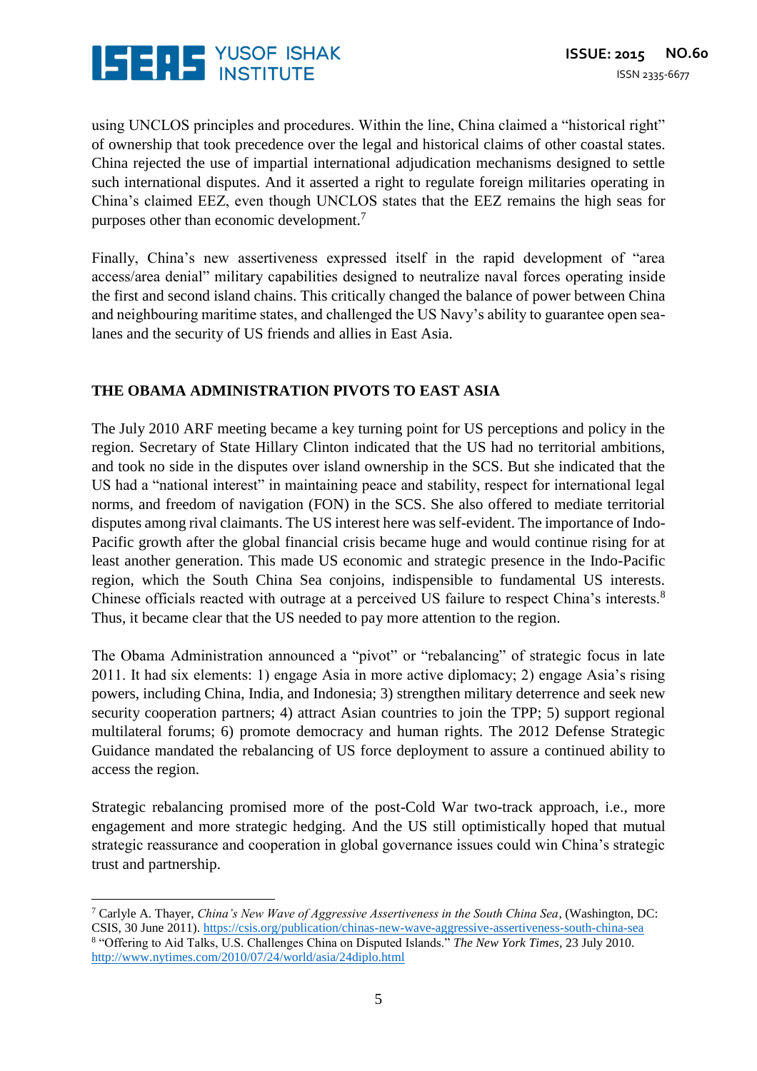using UNCLOS principles and procedures. Within the line, China claimed a "historical right" of ownership that took precedence over the legal and historical claims of other coastal states. China rejected the use of impartial international adjudication mechanisms designed to settle such international disputes. And it asserted a right to regulate foreign militaries operating in China's claimed EEZ, even though UNCLOS states that the EEZ remains the high seas for purposes other than economic development.[7]

Finally, China's new assertiveness expressed itself in the rapid development of "area access/area denial" military capabilities designed to neutralize naval forces operating inside the first and second island chains. This critically changed the balance of power between China and neighbouring maritime states, and challenged the US Navy's ability to guarantee open sea-lanes and the security of US friends and allies in East Asia.

## THE OBAMA ADMINISTRATION PIVOTS TO EAST ASIA

The July 2010 ARF meeting became a key turning point for US perceptions and policy in the region. Secretary of State Hillary Clinton indicated that the US had no territorial ambitions, and took no side in the disputes over island ownership in the SCS. But she indicated that the US had a "national interest" in maintaining peace and stability, respect for international legal norms, and freedom of navigation (FON) in the SCS. She also offered to mediate territorial disputes among rival claimants. The US interest here was self-evident. The importance of Indo-Pacific growth after the global financial crisis became huge and would continue rising for at least another generation. This made US economic and strategic presence in the Indo-Pacific region, which the South China Sea conjoins, indispensible to fundamental US interests. Chinese officials reacted with outrage at a perceived US failure to respect China's interests.[8] Thus, it became clear that the US needed to pay more attention to the region.

The Obama Administration announced a "pivot" or "rebalancing" of strategic focus in late 2011. It had six elements: 1) engage Asia in more active diplomacy; 2) engage Asia's rising powers, including China, India, and Indonesia; 3) strengthen military deterrence and seek new security cooperation partners; 4) attract Asian countries to join the TPP; 5) support regional multilateral forums; 6) promote democracy and human rights. The 2012 Defense Strategic Guidance mandated the rebalancing of US force deployment to assure a continued ability to access the region.

Strategic rebalancing promised more of the post-Cold War two-track approach, i.e., more engagement and more strategic hedging. And the US still optimistically hoped that mutual strategic reassurance and cooperation in global governance issues could win China's strategic trust and partnership.

---

[7] Carlyle A. Thayer, *China's New Wave of Aggressive Assertiveness in the South China Sea*, (Washington, DC: CSIS, 30 June 2011). https://csis.org/publication/chinas-new-wave-aggressive-assertiveness-south-china-sea

[8] "Offering to Aid Talks, U.S. Challenges China on Disputed Islands." *The New York Times*, 23 July 2010. http://www.nytimes.com/2010/07/24/world/asia/24diplo.html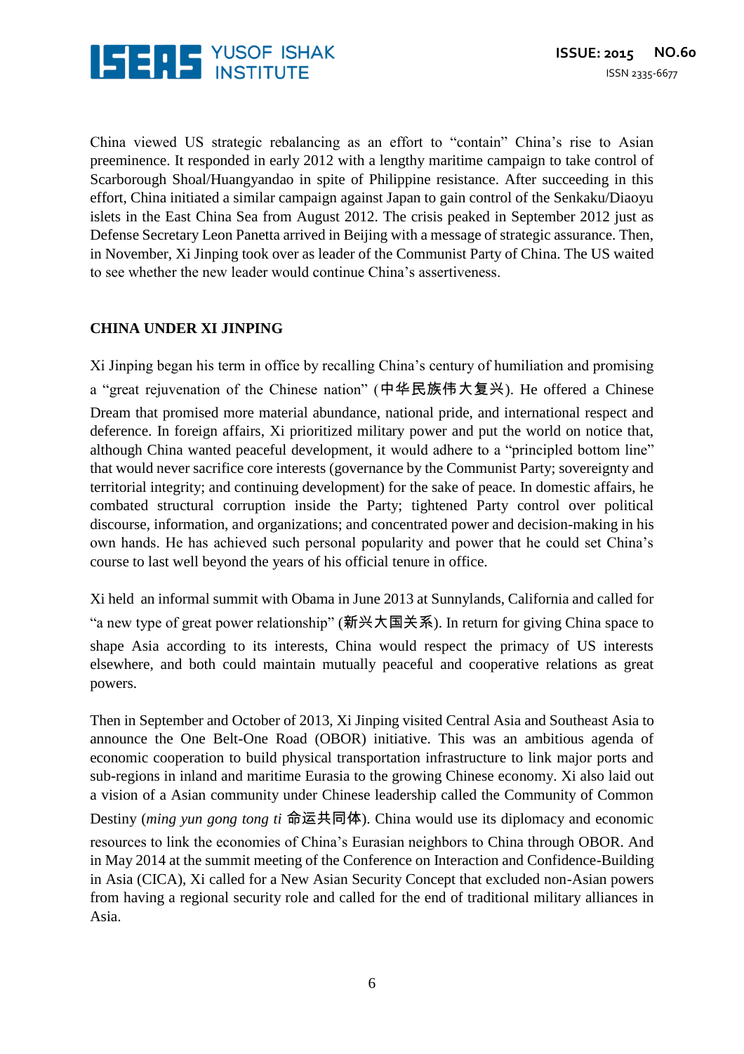China viewed US strategic rebalancing as an effort to "contain" China's rise to Asian preeminence. It responded in early 2012 with a lengthy maritime campaign to take control of Scarborough Shoal/Huangyandao in spite of Philippine resistance. After succeeding in this effort, China initiated a similar campaign against Japan to gain control of the Senkaku/Diaoyu islets in the East China Sea from August 2012. The crisis peaked in September 2012 just as Defense Secretary Leon Panetta arrived in Beijing with a message of strategic assurance. Then, in November, Xi Jinping took over as leader of the Communist Party of China. The US waited to see whether the new leader would continue China's assertiveness.

## CHINA UNDER XI JINPING

Xi Jinping began his term in office by recalling China's century of humiliation and promising a "great rejuvenation of the Chinese nation" (中华民族伟大复兴). He offered a Chinese Dream that promised more material abundance, national pride, and international respect and deference. In foreign affairs, Xi prioritized military power and put the world on notice that, although China wanted peaceful development, it would adhere to a "principled bottom line" that would never sacrifice core interests (governance by the Communist Party; sovereignty and territorial integrity; and continuing development) for the sake of peace. In domestic affairs, he combated structural corruption inside the Party; tightened Party control over political discourse, information, and organizations; and concentrated power and decision-making in his own hands. He has achieved such personal popularity and power that he could set China's course to last well beyond the years of his official tenure in office.

Xi held an informal summit with Obama in June 2013 at Sunnylands, California and called for "a new type of great power relationship" (新兴大国关系). In return for giving China space to shape Asia according to its interests, China would respect the primacy of US interests elsewhere, and both could maintain mutually peaceful and cooperative relations as great powers.

Then in September and October of 2013, Xi Jinping visited Central Asia and Southeast Asia to announce the One Belt-One Road (OBOR) initiative. This was an ambitious agenda of economic cooperation to build physical transportation infrastructure to link major ports and sub-regions in inland and maritime Eurasia to the growing Chinese economy. Xi also laid out a vision of a Asian community under Chinese leadership called the Community of Common Destiny (*ming yun gong tong ti* 命运共同体). China would use its diplomacy and economic resources to link the economies of China's Eurasian neighbors to China through OBOR. And in May 2014 at the summit meeting of the Conference on Interaction and Confidence-Building in Asia (CICA), Xi called for a New Asian Security Concept that excluded non-Asian powers from having a regional security role and called for the end of traditional military alliances in Asia.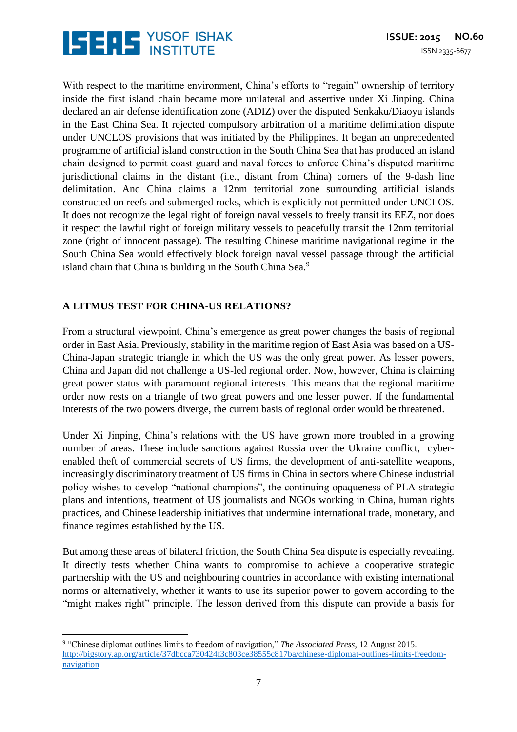With respect to the maritime environment, China's efforts to "regain" ownership of territory inside the first island chain became more unilateral and assertive under Xi Jinping. China declared an air defense identification zone (ADIZ) over the disputed Senkaku/Diaoyu islands in the East China Sea. It rejected compulsory arbitration of a maritime delimitation dispute under UNCLOS provisions that was initiated by the Philippines. It began an unprecedented programme of artificial island construction in the South China Sea that has produced an island chain designed to permit coast guard and naval forces to enforce China's disputed maritime jurisdictional claims in the distant (i.e., distant from China) corners of the 9-dash line delimitation. And China claims a 12nm territorial zone surrounding artificial islands constructed on reefs and submerged rocks, which is explicitly not permitted under UNCLOS. It does not recognize the legal right of foreign naval vessels to freely transit its EEZ, nor does it respect the lawful right of foreign military vessels to peacefully transit the 12nm territorial zone (right of innocent passage). The resulting Chinese maritime navigational regime in the South China Sea would effectively block foreign naval vessel passage through the artificial island chain that China is building in the South China Sea.[9]

## A LITMUS TEST FOR CHINA-US RELATIONS?

From a structural viewpoint, China's emergence as great power changes the basis of regional order in East Asia. Previously, stability in the maritime region of East Asia was based on a US-China-Japan strategic triangle in which the US was the only great power. As lesser powers, China and Japan did not challenge a US-led regional order. Now, however, China is claiming great power status with paramount regional interests. This means that the regional maritime order now rests on a triangle of two great powers and one lesser power. If the fundamental interests of the two powers diverge, the current basis of regional order would be threatened.

Under Xi Jinping, China's relations with the US have grown more troubled in a growing number of areas. These include sanctions against Russia over the Ukraine conflict, cyber-enabled theft of commercial secrets of US firms, the development of anti-satellite weapons, increasingly discriminatory treatment of US firms in China in sectors where Chinese industrial policy wishes to develop "national champions", the continuing opaqueness of PLA strategic plans and intentions, treatment of US journalists and NGOs working in China, human rights practices, and Chinese leadership initiatives that undermine international trade, monetary, and finance regimes established by the US.

But among these areas of bilateral friction, the South China Sea dispute is especially revealing. It directly tests whether China wants to compromise to achieve a cooperative strategic partnership with the US and neighbouring countries in accordance with existing international norms or alternatively, whether it wants to use its superior power to govern according to the "might makes right" principle. The lesson derived from this dispute can provide a basis for

---

[9] "Chinese diplomat outlines limits to freedom of navigation," *The Associated Press*, 12 August 2015. http://bigstory.ap.org/article/37dbcca730424f3c803ce38555c817ba/chinese-diplomat-outlines-limits-freedom-navigation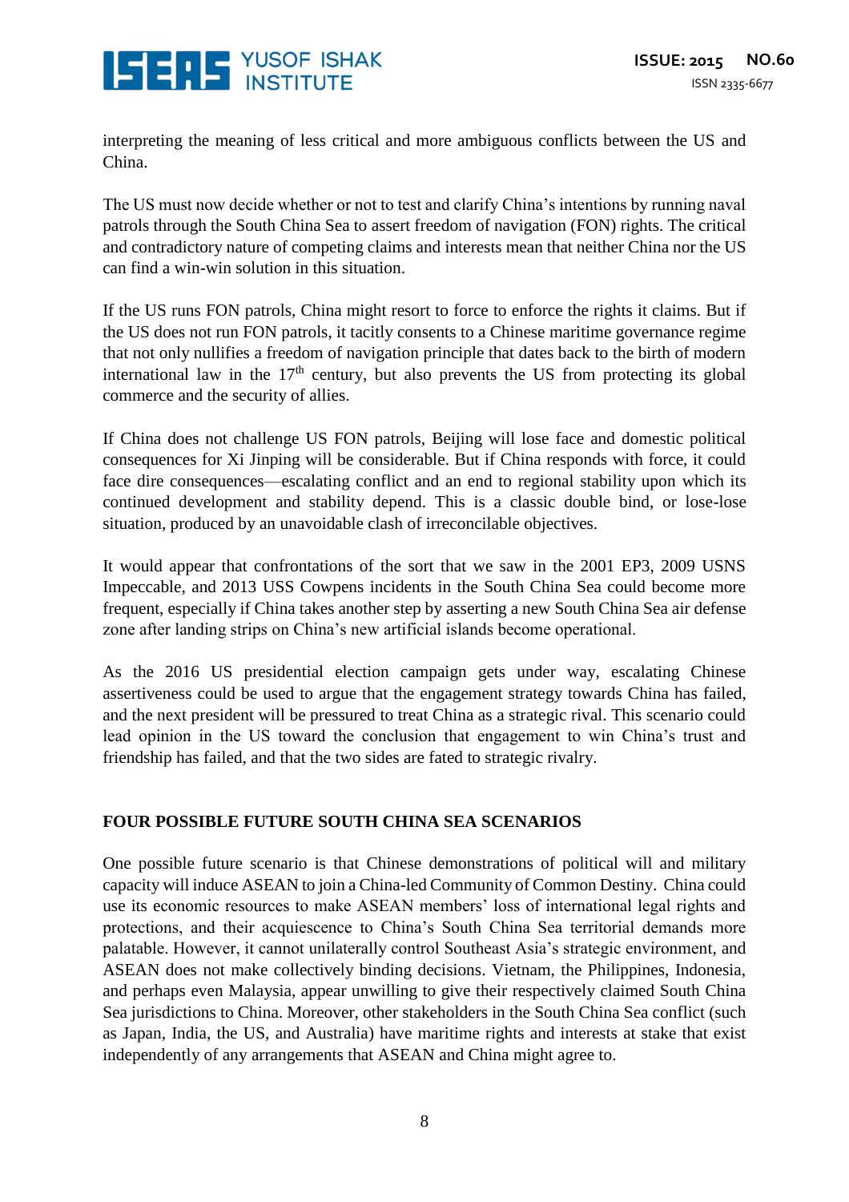interpreting the meaning of less critical and more ambiguous conflicts between the US and China.

The US must now decide whether or not to test and clarify China's intentions by running naval patrols through the South China Sea to assert freedom of navigation (FON) rights. The critical and contradictory nature of competing claims and interests mean that neither China nor the US can find a win-win solution in this situation.

If the US runs FON patrols, China might resort to force to enforce the rights it claims. But if the US does not run FON patrols, it tacitly consents to a Chinese maritime governance regime that not only nullifies a freedom of navigation principle that dates back to the birth of modern international law in the 17th century, but also prevents the US from protecting its global commerce and the security of allies.

If China does not challenge US FON patrols, Beijing will lose face and domestic political consequences for Xi Jinping will be considerable. But if China responds with force, it could face dire consequences—escalating conflict and an end to regional stability upon which its continued development and stability depend. This is a classic double bind, or lose-lose situation, produced by an unavoidable clash of irreconcilable objectives.

It would appear that confrontations of the sort that we saw in the 2001 EP3, 2009 USNS Impeccable, and 2013 USS Cowpens incidents in the South China Sea could become more frequent, especially if China takes another step by asserting a new South China Sea air defense zone after landing strips on China's new artificial islands become operational.

As the 2016 US presidential election campaign gets under way, escalating Chinese assertiveness could be used to argue that the engagement strategy towards China has failed, and the next president will be pressured to treat China as a strategic rival. This scenario could lead opinion in the US toward the conclusion that engagement to win China's trust and friendship has failed, and that the two sides are fated to strategic rivalry.

## FOUR POSSIBLE FUTURE SOUTH CHINA SEA SCENARIOS

One possible future scenario is that Chinese demonstrations of political will and military capacity will induce ASEAN to join a China-led Community of Common Destiny. China could use its economic resources to make ASEAN members' loss of international legal rights and protections, and their acquiescence to China's South China Sea territorial demands more palatable. However, it cannot unilaterally control Southeast Asia's strategic environment, and ASEAN does not make collectively binding decisions. Vietnam, the Philippines, Indonesia, and perhaps even Malaysia, appear unwilling to give their respectively claimed South China Sea jurisdictions to China. Moreover, other stakeholders in the South China Sea conflict (such as Japan, India, the US, and Australia) have maritime rights and interests at stake that exist independently of any arrangements that ASEAN and China might agree to.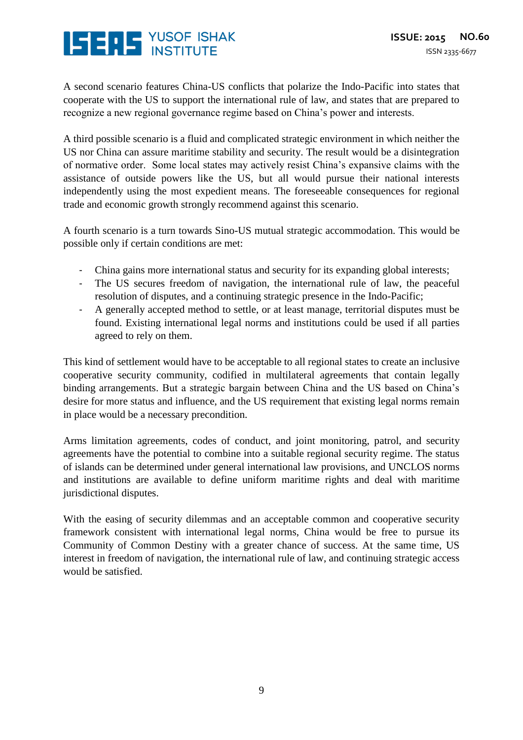A second scenario features China-US conflicts that polarize the Indo-Pacific into states that cooperate with the US to support the international rule of law, and states that are prepared to recognize a new regional governance regime based on China's power and interests.

A third possible scenario is a fluid and complicated strategic environment in which neither the US nor China can assure maritime stability and security. The result would be a disintegration of normative order. Some local states may actively resist China's expansive claims with the assistance of outside powers like the US, but all would pursue their national interests independently using the most expedient means. The foreseeable consequences for regional trade and economic growth strongly recommend against this scenario.

A fourth scenario is a turn towards Sino-US mutual strategic accommodation. This would be possible only if certain conditions are met:

- China gains more international status and security for its expanding global interests;
- The US secures freedom of navigation, the international rule of law, the peaceful resolution of disputes, and a continuing strategic presence in the Indo-Pacific;
- A generally accepted method to settle, or at least manage, territorial disputes must be found. Existing international legal norms and institutions could be used if all parties agreed to rely on them.

This kind of settlement would have to be acceptable to all regional states to create an inclusive cooperative security community, codified in multilateral agreements that contain legally binding arrangements. But a strategic bargain between China and the US based on China's desire for more status and influence, and the US requirement that existing legal norms remain in place would be a necessary precondition.

Arms limitation agreements, codes of conduct, and joint monitoring, patrol, and security agreements have the potential to combine into a suitable regional security regime. The status of islands can be determined under general international law provisions, and UNCLOS norms and institutions are available to define uniform maritime rights and deal with maritime jurisdictional disputes.

With the easing of security dilemmas and an acceptable common and cooperative security framework consistent with international legal norms, China would be free to pursue its Community of Common Destiny with a greater chance of success. At the same time, US interest in freedom of navigation, the international rule of law, and continuing strategic access would be satisfied.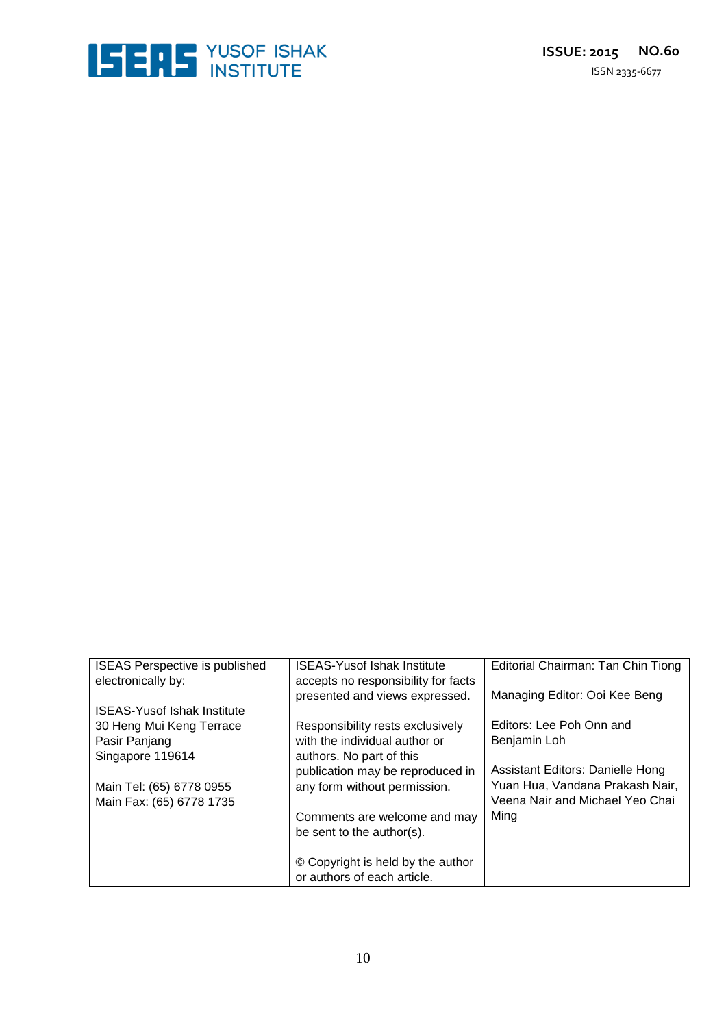| | | |
|---|---|---|
| ISEAS Perspective is published electronically by:<br><br>ISEAS-Yusof Ishak Institute<br>30 Heng Mui Keng Terrace<br>Pasir Panjang<br>Singapore 119614<br><br>Main Tel: (65) 6778 0955<br>Main Fax: (65) 6778 1735 | ISEAS-Yusof Ishak Institute accepts no responsibility for facts presented and views expressed.<br><br>Responsibility rests exclusively with the individual author or authors. No part of this publication may be reproduced in any form without permission.<br><br>Comments are welcome and may be sent to the author(s).<br><br>© Copyright is held by the author or authors of each article. | Editorial Chairman: Tan Chin Tiong<br><br>Managing Editor: Ooi Kee Beng<br><br>Editors: Lee Poh Onn and Benjamin Loh<br><br>Assistant Editors: Danielle Hong Yuan Hua, Vandana Prakash Nair, Veena Nair and Michael Yeo Chai Ming |